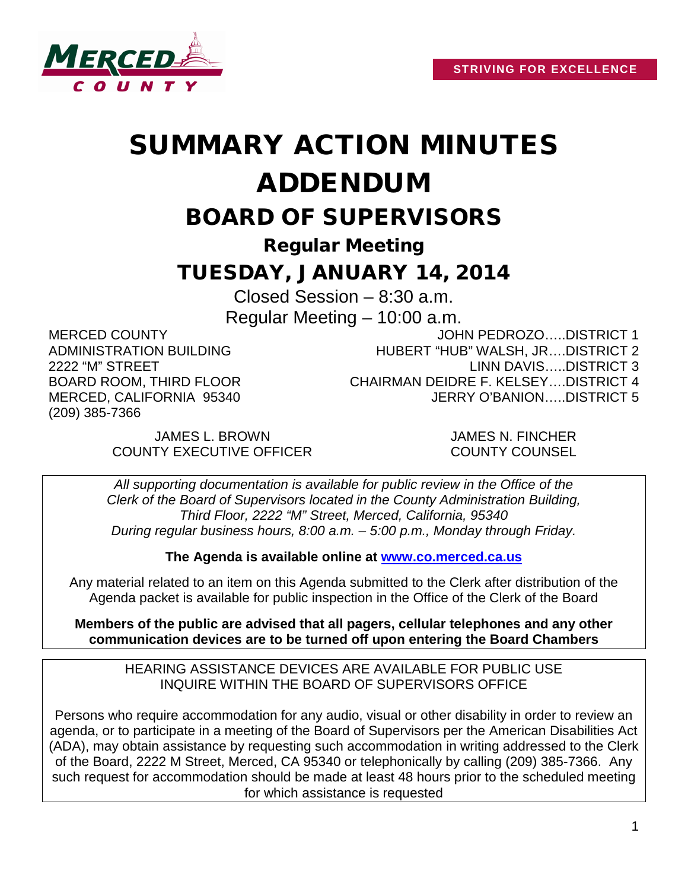MERCED COUNTY

STRIVING FOR EXCELLENCE

# SUMMARY ACTION MINUTES ADDENDUM

## BOARD OF SUPERVISORS

### Regular Meeting

## TUESDAY, JANUARY 14, 2014

Closed Session – 8:30 a.m.

Regular Meeting – 10:00 a.m.

MERCED COUNTY
ADMINISTRATION BUILDING
2222 "M" STREET
BOARD ROOM, THIRD FLOOR
MERCED, CALIFORNIA 95340
(209) 385-7366

JOHN PEDROZO…..DISTRICT 1
HUBERT "HUB" WALSH, JR….DISTRICT 2
LINN DAVIS…..DISTRICT 3
CHAIRMAN DEIDRE F. KELSEY….DISTRICT 4
JERRY O'BANION…..DISTRICT 5

JAMES L. BROWN
COUNTY EXECUTIVE OFFICER

JAMES N. FINCHER
COUNTY COUNSEL

*All supporting documentation is available for public review in the Office of the Clerk of the Board of Supervisors located in the County Administration Building, Third Floor, 2222 "M" Street, Merced, California, 95340 During regular business hours, 8:00 a.m. – 5:00 p.m., Monday through Friday.*

**The Agenda is available online at [www.co.merced.ca.us](http://www.co.merced.ca.us)**

Any material related to an item on this Agenda submitted to the Clerk after distribution of the Agenda packet is available for public inspection in the Office of the Clerk of the Board

**Members of the public are advised that all pagers, cellular telephones and any other communication devices are to be turned off upon entering the Board Chambers**

HEARING ASSISTANCE DEVICES ARE AVAILABLE FOR PUBLIC USE
INQUIRE WITHIN THE BOARD OF SUPERVISORS OFFICE

Persons who require accommodation for any audio, visual or other disability in order to review an agenda, or to participate in a meeting of the Board of Supervisors per the American Disabilities Act (ADA), may obtain assistance by requesting such accommodation in writing addressed to the Clerk of the Board, 2222 M Street, Merced, CA 95340 or telephonically by calling (209) 385-7366. Any such request for accommodation should be made at least 48 hours prior to the scheduled meeting for which assistance is requested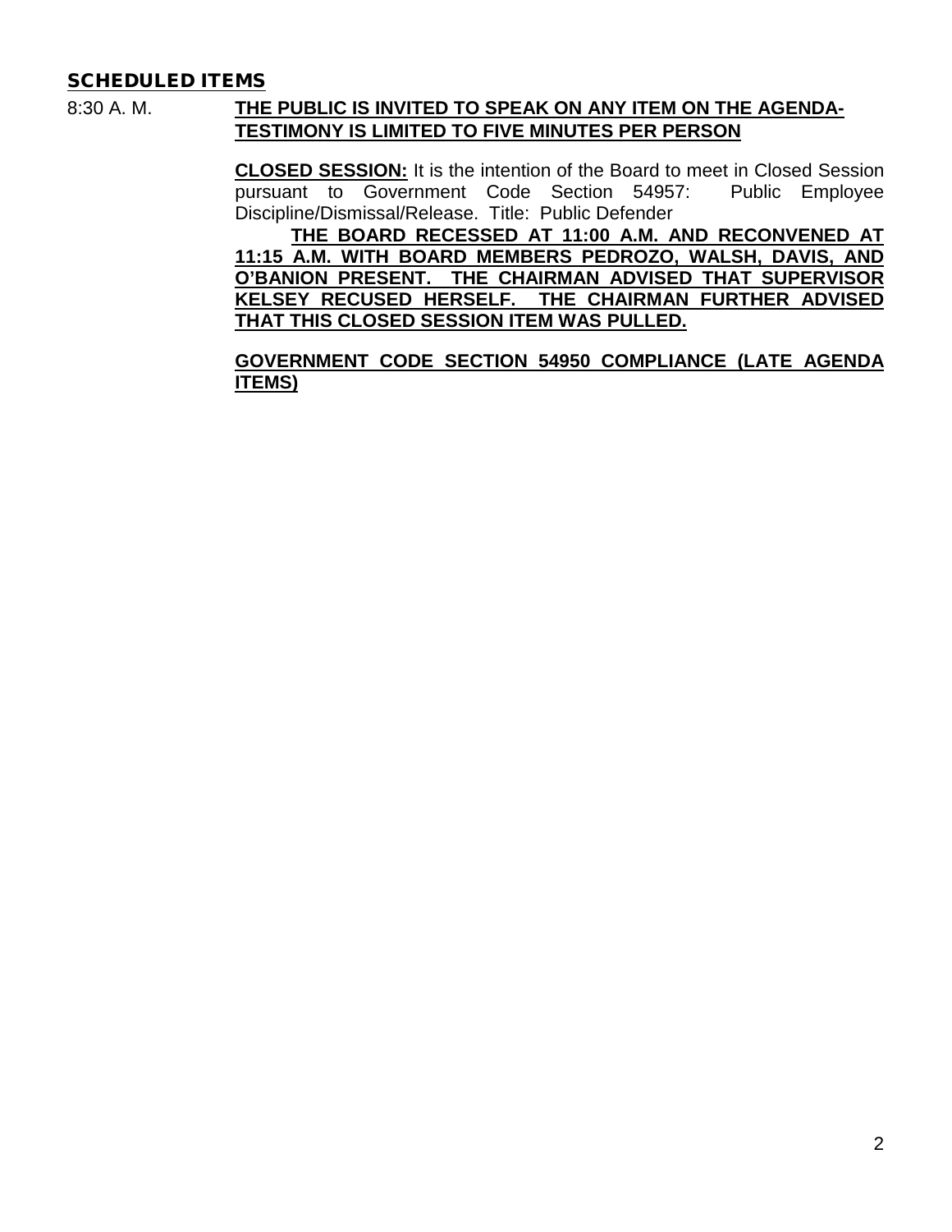## SCHEDULED ITEMS

8:30 A. M. **THE PUBLIC IS INVITED TO SPEAK ON ANY ITEM ON THE AGENDA-TESTIMONY IS LIMITED TO FIVE MINUTES PER PERSON**

**CLOSED SESSION:** It is the intention of the Board to meet in Closed Session pursuant to Government Code Section 54957: Public Employee Discipline/Dismissal/Release. Title: Public Defender

**THE BOARD RECESSED AT 11:00 A.M. AND RECONVENED AT 11:15 A.M. WITH BOARD MEMBERS PEDROZO, WALSH, DAVIS, AND O'BANION PRESENT. THE CHAIRMAN ADVISED THAT SUPERVISOR KELSEY RECUSED HERSELF. THE CHAIRMAN FURTHER ADVISED THAT THIS CLOSED SESSION ITEM WAS PULLED.**

**GOVERNMENT CODE SECTION 54950 COMPLIANCE (LATE AGENDA ITEMS)**